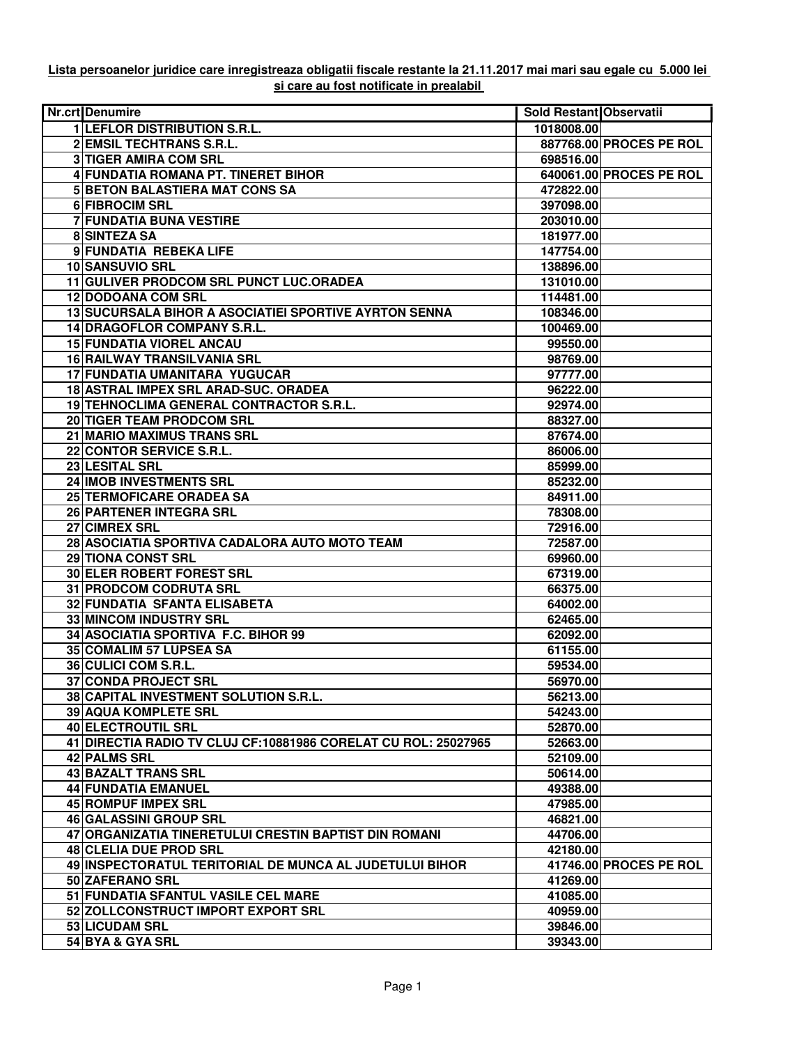**Lista persoanelor juridice care inregistreaza obligatii fiscale restante la 21.11.2017 mai mari sau egale cu 5.000 lei si care au fost notificate in prealabil**

| Nr.crt | Denumire | Sold Restant | Observatii |
|---|---|---|---|
| 1 | LEFLOR DISTRIBUTION S.R.L. | 1018008.00 | |
| 2 | EMSIL TECHTRANS S.R.L. | 887768.00 | PROCES PE ROL |
| 3 | TIGER AMIRA COM SRL | 698516.00 | |
| 4 | FUNDATIA ROMANA PT. TINERET BIHOR | 640061.00 | PROCES PE ROL |
| 5 | BETON BALASTIERA MAT CONS SA | 472822.00 | |
| 6 | FIBROCIM SRL | 397098.00 | |
| 7 | FUNDATIA BUNA VESTIRE | 203010.00 | |
| 8 | SINTEZA SA | 181977.00 | |
| 9 | FUNDATIA REBEKA LIFE | 147754.00 | |
| 10 | SANSUVIO SRL | 138896.00 | |
| 11 | GULIVER PRODCOM SRL PUNCT LUC.ORADEA | 131010.00 | |
| 12 | DODOANA COM SRL | 114481.00 | |
| 13 | SUCURSALA BIHOR A ASOCIATIEI SPORTIVE AYRTON SENNA | 108346.00 | |
| 14 | DRAGOFLOR COMPANY S.R.L. | 100469.00 | |
| 15 | FUNDATIA VIOREL ANCAU | 99550.00 | |
| 16 | RAILWAY TRANSILVANIA SRL | 98769.00 | |
| 17 | FUNDATIA UMANITARA YUGUCAR | 97777.00 | |
| 18 | ASTRAL IMPEX SRL ARAD-SUC. ORADEA | 96222.00 | |
| 19 | TEHNOCLIMA GENERAL CONTRACTOR S.R.L. | 92974.00 | |
| 20 | TIGER TEAM PRODCOM SRL | 88327.00 | |
| 21 | MARIO MAXIMUS TRANS SRL | 87674.00 | |
| 22 | CONTOR SERVICE S.R.L. | 86006.00 | |
| 23 | LESITAL SRL | 85999.00 | |
| 24 | IMOB INVESTMENTS SRL | 85232.00 | |
| 25 | TERMOFICARE ORADEA SA | 84911.00 | |
| 26 | PARTENER INTEGRA SRL | 78308.00 | |
| 27 | CIMREX SRL | 72916.00 | |
| 28 | ASOCIATIA SPORTIVA CADALORA AUTO MOTO TEAM | 72587.00 | |
| 29 | TIONA CONST SRL | 69960.00 | |
| 30 | ELER ROBERT FOREST SRL | 67319.00 | |
| 31 | PRODCOM CODRUTA SRL | 66375.00 | |
| 32 | FUNDATIA SFANTA ELISABETA | 64002.00 | |
| 33 | MINCOM INDUSTRY SRL | 62465.00 | |
| 34 | ASOCIATIA SPORTIVA F.C. BIHOR 99 | 62092.00 | |
| 35 | COMALIM 57 LUPSEA SA | 61155.00 | |
| 36 | CULICI COM S.R.L. | 59534.00 | |
| 37 | CONDA PROJECT SRL | 56970.00 | |
| 38 | CAPITAL INVESTMENT SOLUTION S.R.L. | 56213.00 | |
| 39 | AQUA KOMPLETE SRL | 54243.00 | |
| 40 | ELECTROUTIL SRL | 52870.00 | |
| 41 | DIRECTIA RADIO TV CLUJ CF:10881986 CORELAT CU ROL: 25027965 | 52663.00 | |
| 42 | PALMS SRL | 52109.00 | |
| 43 | BAZALT TRANS SRL | 50614.00 | |
| 44 | FUNDATIA EMANUEL | 49388.00 | |
| 45 | ROMPUF IMPEX SRL | 47985.00 | |
| 46 | GALASSINI GROUP SRL | 46821.00 | |
| 47 | ORGANIZATIA TINERETULUI CRESTIN BAPTIST DIN ROMANI | 44706.00 | |
| 48 | CLELIA DUE PROD SRL | 42180.00 | |
| 49 | INSPECTORATUL TERITORIAL DE MUNCA AL JUDETULUI BIHOR | 41746.00 | PROCES PE ROL |
| 50 | ZAFERANO SRL | 41269.00 | |
| 51 | FUNDATIA SFANTUL VASILE CEL MARE | 41085.00 | |
| 52 | ZOLLCONSTRUCT IMPORT EXPORT SRL | 40959.00 | |
| 53 | LICUDAM SRL | 39846.00 | |
| 54 | BYA & GYA SRL | 39343.00 | |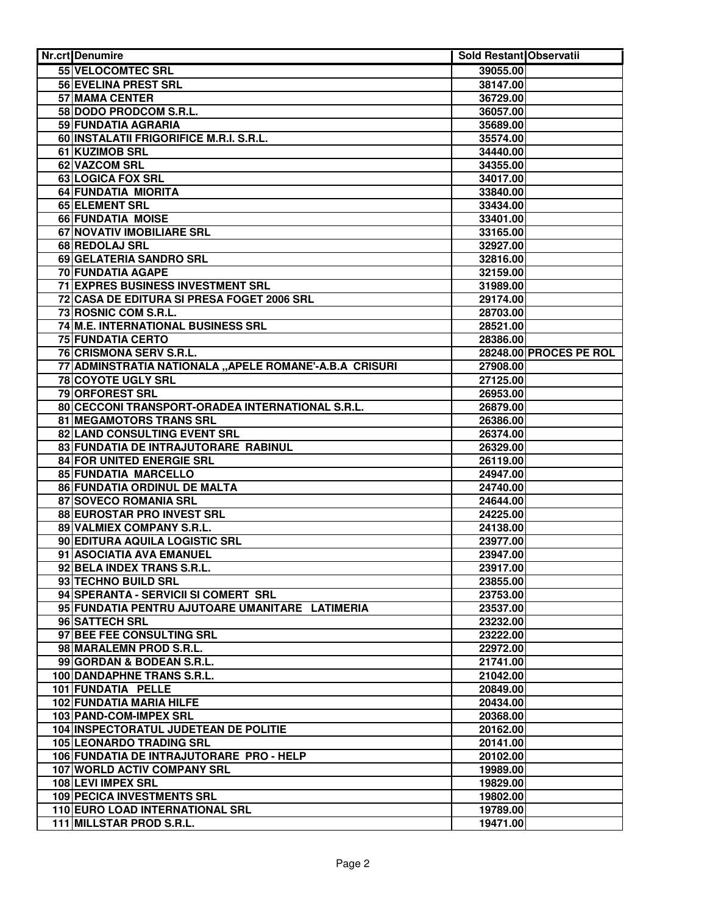| Nr.crt | Denumire | Sold Restant | Observatii |
|---|---|---|---|
| 55 | VELOCOMTEC SRL | 39055.00 | |
| 56 | EVELINA PREST SRL | 38147.00 | |
| 57 | MAMA CENTER | 36729.00 | |
| 58 | DODO PRODCOM S.R.L. | 36057.00 | |
| 59 | FUNDATIA AGRARIA | 35689.00 | |
| 60 | INSTALATII FRIGORIFICE M.R.I. S.R.L. | 35574.00 | |
| 61 | KUZIMOB SRL | 34440.00 | |
| 62 | VAZCOM SRL | 34355.00 | |
| 63 | LOGICA FOX SRL | 34017.00 | |
| 64 | FUNDATIA MIORITA | 33840.00 | |
| 65 | ELEMENT SRL | 33434.00 | |
| 66 | FUNDATIA MOISE | 33401.00 | |
| 67 | NOVATIV IMOBILIARE SRL | 33165.00 | |
| 68 | REDOLAJ SRL | 32927.00 | |
| 69 | GELATERIA SANDRO SRL | 32816.00 | |
| 70 | FUNDATIA AGAPE | 32159.00 | |
| 71 | EXPRES BUSINESS INVESTMENT SRL | 31989.00 | |
| 72 | CASA DE EDITURA SI PRESA FOGET 2006 SRL | 29174.00 | |
| 73 | ROSNIC COM S.R.L. | 28703.00 | |
| 74 | M.E. INTERNATIONAL BUSINESS SRL | 28521.00 | |
| 75 | FUNDATIA CERTO | 28386.00 | |
| 76 | CRISMONA SERV S.R.L. | 28248.00 | PROCES PE ROL |
| 77 | ADMINSTRATIA NATIONALA ,,APELE ROMANE'-A.B.A CRISURI | 27908.00 | |
| 78 | COYOTE UGLY SRL | 27125.00 | |
| 79 | ORFOREST SRL | 26953.00 | |
| 80 | CECCONI TRANSPORT-ORADEA INTERNATIONAL S.R.L. | 26879.00 | |
| 81 | MEGAMOTORS TRANS SRL | 26386.00 | |
| 82 | LAND CONSULTING EVENT SRL | 26374.00 | |
| 83 | FUNDATIA DE INTRAJUTORARE RABINUL | 26329.00 | |
| 84 | FOR UNITED ENERGIE SRL | 26119.00 | |
| 85 | FUNDATIA MARCELLO | 24947.00 | |
| 86 | FUNDATIA ORDINUL DE MALTA | 24740.00 | |
| 87 | SOVECO ROMANIA SRL | 24644.00 | |
| 88 | EUROSTAR PRO INVEST SRL | 24225.00 | |
| 89 | VALMIEX COMPANY S.R.L. | 24138.00 | |
| 90 | EDITURA AQUILA LOGISTIC SRL | 23977.00 | |
| 91 | ASOCIATIA AVA EMANUEL | 23947.00 | |
| 92 | BELA INDEX TRANS S.R.L. | 23917.00 | |
| 93 | TECHNO BUILD SRL | 23855.00 | |
| 94 | SPERANTA - SERVICII SI COMERT SRL | 23753.00 | |
| 95 | FUNDATIA PENTRU AJUTOARE UMANITARE LATIMERIA | 23537.00 | |
| 96 | SATTECH SRL | 23232.00 | |
| 97 | BEE FEE CONSULTING SRL | 23222.00 | |
| 98 | MARALEMN PROD S.R.L. | 22972.00 | |
| 99 | GORDAN & BODEAN S.R.L. | 21741.00 | |
| 100 | DANDAPHNE TRANS S.R.L. | 21042.00 | |
| 101 | FUNDATIA PELLE | 20849.00 | |
| 102 | FUNDATIA MARIA HILFE | 20434.00 | |
| 103 | PAND-COM-IMPEX SRL | 20368.00 | |
| 104 | INSPECTORATUL JUDETEAN DE POLITIE | 20162.00 | |
| 105 | LEONARDO TRADING SRL | 20141.00 | |
| 106 | FUNDATIA DE INTRAJUTORARE PRO - HELP | 20102.00 | |
| 107 | WORLD ACTIV COMPANY SRL | 19989.00 | |
| 108 | LEVI IMPEX SRL | 19829.00 | |
| 109 | PECICA INVESTMENTS SRL | 19802.00 | |
| 110 | EURO LOAD INTERNATIONAL SRL | 19789.00 | |
| 111 | MILLSTAR PROD S.R.L. | 19471.00 | |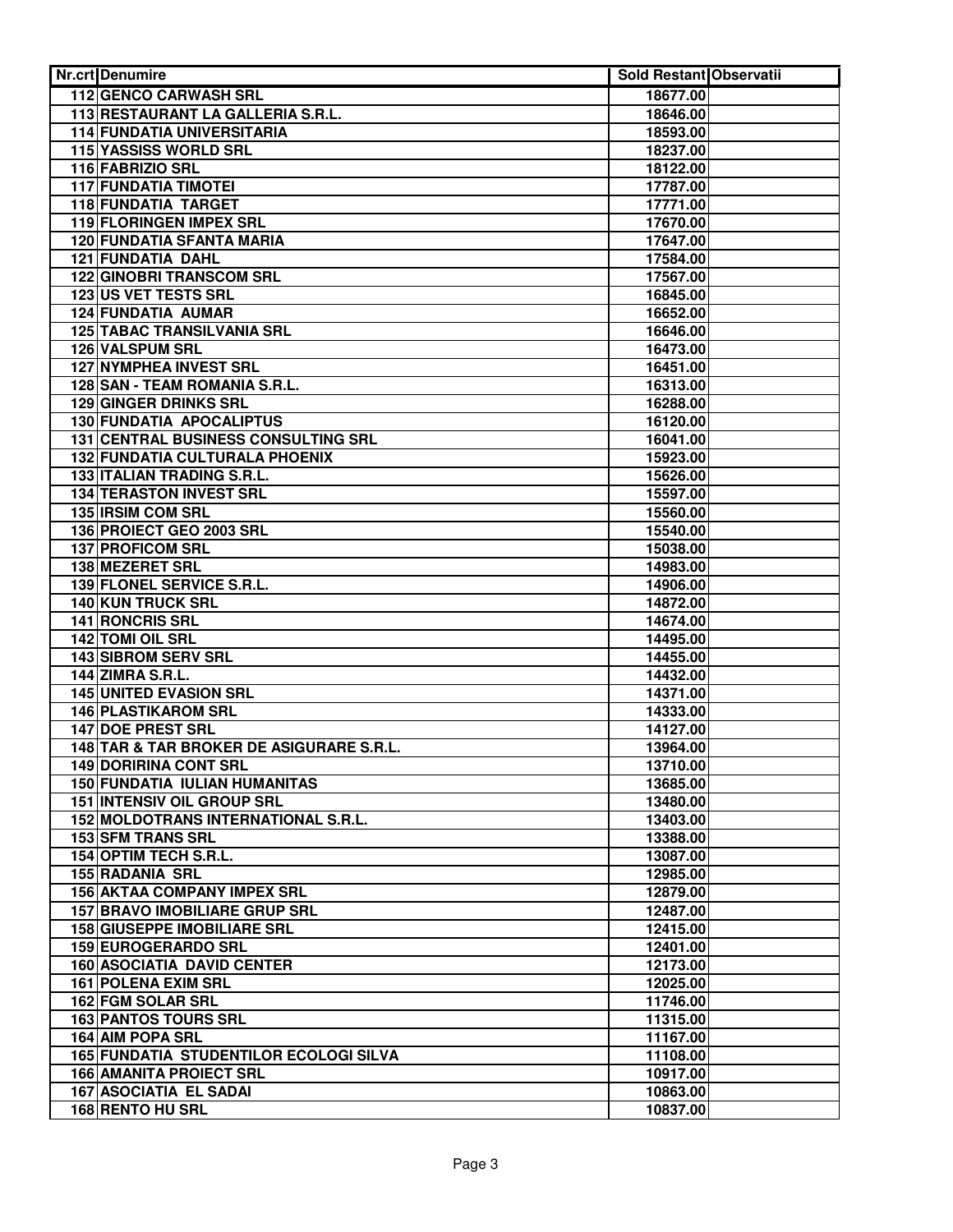| Nr.crt | Denumire | Sold Restant | Observatii |
|---|---|---|---|
| 112 | GENCO CARWASH SRL | 18677.00 | |
| 113 | RESTAURANT LA GALLERIA S.R.L. | 18646.00 | |
| 114 | FUNDATIA UNIVERSITARIA | 18593.00 | |
| 115 | YASSISS WORLD SRL | 18237.00 | |
| 116 | FABRIZIO SRL | 18122.00 | |
| 117 | FUNDATIA TIMOTEI | 17787.00 | |
| 118 | FUNDATIA TARGET | 17771.00 | |
| 119 | FLORINGEN IMPEX SRL | 17670.00 | |
| 120 | FUNDATIA SFANTA MARIA | 17647.00 | |
| 121 | FUNDATIA DAHL | 17584.00 | |
| 122 | GINOBRI TRANSCOM SRL | 17567.00 | |
| 123 | US VET TESTS SRL | 16845.00 | |
| 124 | FUNDATIA AUMAR | 16652.00 | |
| 125 | TABAC TRANSILVANIA SRL | 16646.00 | |
| 126 | VALSPUM SRL | 16473.00 | |
| 127 | NYMPHEA INVEST SRL | 16451.00 | |
| 128 | SAN - TEAM ROMANIA S.R.L. | 16313.00 | |
| 129 | GINGER DRINKS SRL | 16288.00 | |
| 130 | FUNDATIA APOCALIPTUS | 16120.00 | |
| 131 | CENTRAL BUSINESS CONSULTING SRL | 16041.00 | |
| 132 | FUNDATIA CULTURALA PHOENIX | 15923.00 | |
| 133 | ITALIAN TRADING S.R.L. | 15626.00 | |
| 134 | TERASTON INVEST SRL | 15597.00 | |
| 135 | IRSIM COM SRL | 15560.00 | |
| 136 | PROIECT GEO 2003 SRL | 15540.00 | |
| 137 | PROFICOM SRL | 15038.00 | |
| 138 | MEZERET SRL | 14983.00 | |
| 139 | FLONEL SERVICE S.R.L. | 14906.00 | |
| 140 | KUN TRUCK SRL | 14872.00 | |
| 141 | RONCRIS SRL | 14674.00 | |
| 142 | TOMI OIL SRL | 14495.00 | |
| 143 | SIBROM SERV SRL | 14455.00 | |
| 144 | ZIMRA S.R.L. | 14432.00 | |
| 145 | UNITED EVASION SRL | 14371.00 | |
| 146 | PLASTIKAROM SRL | 14333.00 | |
| 147 | DOE PREST SRL | 14127.00 | |
| 148 | TAR & TAR BROKER DE ASIGURARE S.R.L. | 13964.00 | |
| 149 | DORIRINA CONT SRL | 13710.00 | |
| 150 | FUNDATIA IULIAN HUMANITAS | 13685.00 | |
| 151 | INTENSIV OIL GROUP SRL | 13480.00 | |
| 152 | MOLDOTRANS INTERNATIONAL S.R.L. | 13403.00 | |
| 153 | SFM TRANS SRL | 13388.00 | |
| 154 | OPTIM TECH S.R.L. | 13087.00 | |
| 155 | RADANIA SRL | 12985.00 | |
| 156 | AKTAA COMPANY IMPEX SRL | 12879.00 | |
| 157 | BRAVO IMOBILIARE GRUP SRL | 12487.00 | |
| 158 | GIUSEPPE IMOBILIARE SRL | 12415.00 | |
| 159 | EUROGERARDO SRL | 12401.00 | |
| 160 | ASOCIATIA DAVID CENTER | 12173.00 | |
| 161 | POLENA EXIM SRL | 12025.00 | |
| 162 | FGM SOLAR SRL | 11746.00 | |
| 163 | PANTOS TOURS SRL | 11315.00 | |
| 164 | AIM POPA SRL | 11167.00 | |
| 165 | FUNDATIA STUDENTILOR ECOLOGI SILVA | 11108.00 | |
| 166 | AMANITA PROIECT SRL | 10917.00 | |
| 167 | ASOCIATIA EL SADAI | 10863.00 | |
| 168 | RENTO HU SRL | 10837.00 | |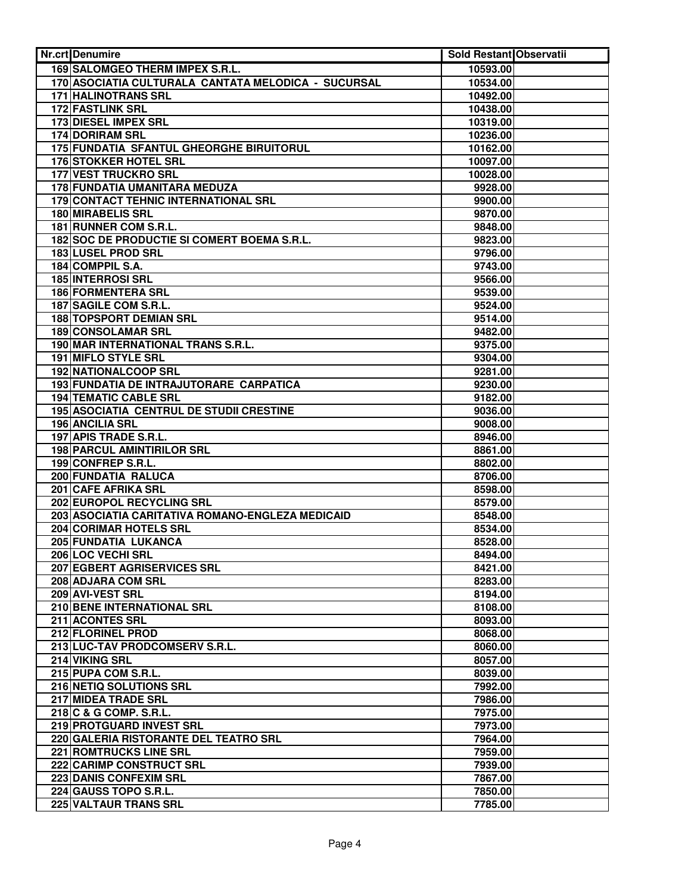| Nr.crt | Denumire | Sold Restant | Observatii |
|---|---|---|---|
| 169 | SALOMGEO THERM IMPEX S.R.L. | 10593.00 | |
| 170 | ASOCIATIA CULTURALA CANTATA MELODICA - SUCURSAL | 10534.00 | |
| 171 | HALINOTRANS SRL | 10492.00 | |
| 172 | FASTLINK SRL | 10438.00 | |
| 173 | DIESEL IMPEX SRL | 10319.00 | |
| 174 | DORIRAM SRL | 10236.00 | |
| 175 | FUNDATIA SFANTUL GHEORGHE BIRUITORUL | 10162.00 | |
| 176 | STOKKER HOTEL SRL | 10097.00 | |
| 177 | VEST TRUCKRO SRL | 10028.00 | |
| 178 | FUNDATIA UMANITARA MEDUZA | 9928.00 | |
| 179 | CONTACT TEHNIC INTERNATIONAL SRL | 9900.00 | |
| 180 | MIRABELIS SRL | 9870.00 | |
| 181 | RUNNER COM S.R.L. | 9848.00 | |
| 182 | SOC DE PRODUCTIE SI COMERT BOEMA S.R.L. | 9823.00 | |
| 183 | LUSEL PROD SRL | 9796.00 | |
| 184 | COMPPIL S.A. | 9743.00 | |
| 185 | INTERROSI SRL | 9566.00 | |
| 186 | FORMENTERA SRL | 9539.00 | |
| 187 | SAGILE COM S.R.L. | 9524.00 | |
| 188 | TOPSPORT DEMIAN SRL | 9514.00 | |
| 189 | CONSOLAMAR SRL | 9482.00 | |
| 190 | MAR INTERNATIONAL TRANS S.R.L. | 9375.00 | |
| 191 | MIFLO STYLE SRL | 9304.00 | |
| 192 | NATIONALCOOP SRL | 9281.00 | |
| 193 | FUNDATIA DE INTRAJUTORARE CARPATICA | 9230.00 | |
| 194 | TEMATIC CABLE SRL | 9182.00 | |
| 195 | ASOCIATIA CENTRUL DE STUDII CRESTINE | 9036.00 | |
| 196 | ANCILIA SRL | 9008.00 | |
| 197 | APIS TRADE S.R.L. | 8946.00 | |
| 198 | PARCUL AMINTIRILOR SRL | 8861.00 | |
| 199 | CONFREP S.R.L. | 8802.00 | |
| 200 | FUNDATIA RALUCA | 8706.00 | |
| 201 | CAFE AFRIKA SRL | 8598.00 | |
| 202 | EUROPOL RECYCLING SRL | 8579.00 | |
| 203 | ASOCIATIA CARITATIVA ROMANO-ENGLEZA MEDICAID | 8548.00 | |
| 204 | CORIMAR HOTELS SRL | 8534.00 | |
| 205 | FUNDATIA LUKANCA | 8528.00 | |
| 206 | LOC VECHI SRL | 8494.00 | |
| 207 | EGBERT AGRISERVICES SRL | 8421.00 | |
| 208 | ADJARA COM SRL | 8283.00 | |
| 209 | AVI-VEST SRL | 8194.00 | |
| 210 | BENE INTERNATIONAL SRL | 8108.00 | |
| 211 | ACONTES SRL | 8093.00 | |
| 212 | FLORINEL PROD | 8068.00 | |
| 213 | LUC-TAV PRODCOMSERV S.R.L. | 8060.00 | |
| 214 | VIKING SRL | 8057.00 | |
| 215 | PUPA COM S.R.L. | 8039.00 | |
| 216 | NETIQ SOLUTIONS SRL | 7992.00 | |
| 217 | MIDEA TRADE SRL | 7986.00 | |
| 218 | C & G COMP. S.R.L. | 7975.00 | |
| 219 | PROTGUARD INVEST SRL | 7973.00 | |
| 220 | GALERIA RISTORANTE DEL TEATRO SRL | 7964.00 | |
| 221 | ROMTRUCKS LINE SRL | 7959.00 | |
| 222 | CARIMP CONSTRUCT SRL | 7939.00 | |
| 223 | DANIS CONFEXIM SRL | 7867.00 | |
| 224 | GAUSS TOPO S.R.L. | 7850.00 | |
| 225 | VALTAUR TRANS SRL | 7785.00 | |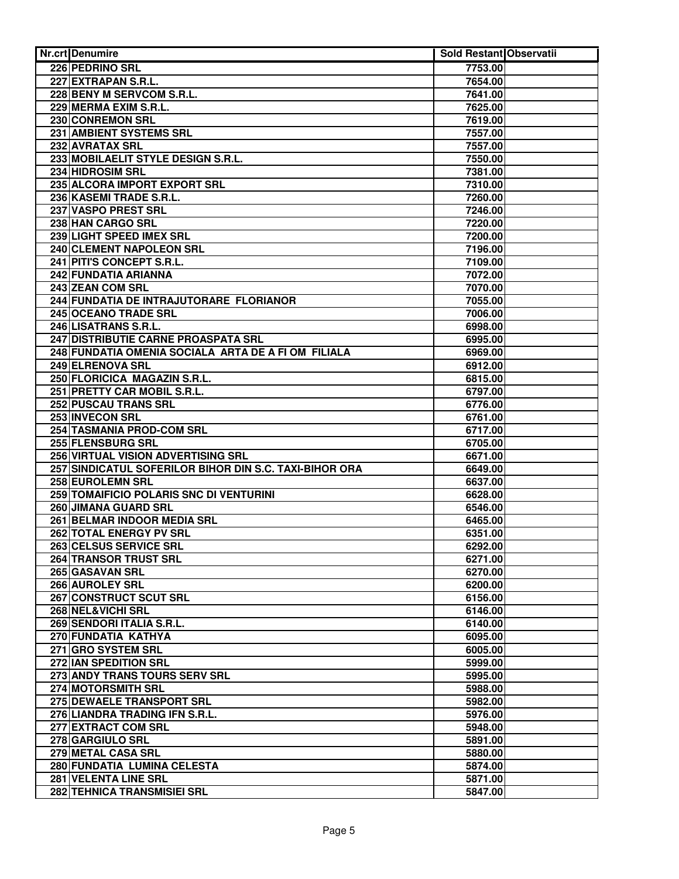| Nr.crt | Denumire | Sold Restant | Observatii |
|---|---|---|---|
| 226 | PEDRINO SRL | 7753.00 | |
| 227 | EXTRAPAN S.R.L. | 7654.00 | |
| 228 | BENY M SERVCOM S.R.L. | 7641.00 | |
| 229 | MERMA EXIM S.R.L. | 7625.00 | |
| 230 | CONREMON SRL | 7619.00 | |
| 231 | AMBIENT SYSTEMS SRL | 7557.00 | |
| 232 | AVRATAX SRL | 7557.00 | |
| 233 | MOBILAELIT STYLE DESIGN S.R.L. | 7550.00 | |
| 234 | HIDROSIM SRL | 7381.00 | |
| 235 | ALCORA IMPORT EXPORT SRL | 7310.00 | |
| 236 | KASEMI TRADE S.R.L. | 7260.00 | |
| 237 | VASPO PREST SRL | 7246.00 | |
| 238 | HAN CARGO SRL | 7220.00 | |
| 239 | LIGHT SPEED IMEX SRL | 7200.00 | |
| 240 | CLEMENT NAPOLEON SRL | 7196.00 | |
| 241 | PITI'S CONCEPT S.R.L. | 7109.00 | |
| 242 | FUNDATIA ARIANNA | 7072.00 | |
| 243 | ZEAN COM SRL | 7070.00 | |
| 244 | FUNDATIA DE INTRAJUTORARE FLORIANOR | 7055.00 | |
| 245 | OCEANO TRADE SRL | 7006.00 | |
| 246 | LISATRANS S.R.L. | 6998.00 | |
| 247 | DISTRIBUTIE CARNE PROASPATA SRL | 6995.00 | |
| 248 | FUNDATIA OMENIA SOCIALA ARTA DE A FI OM FILIALA | 6969.00 | |
| 249 | ELRENOVA SRL | 6912.00 | |
| 250 | FLORICICA MAGAZIN S.R.L. | 6815.00 | |
| 251 | PRETTY CAR MOBIL S.R.L. | 6797.00 | |
| 252 | PUSCAU TRANS SRL | 6776.00 | |
| 253 | INVECON SRL | 6761.00 | |
| 254 | TASMANIA PROD-COM SRL | 6717.00 | |
| 255 | FLENSBURG SRL | 6705.00 | |
| 256 | VIRTUAL VISION ADVERTISING SRL | 6671.00 | |
| 257 | SINDICATUL SOFERILOR BIHOR DIN S.C. TAXI-BIHOR ORA | 6649.00 | |
| 258 | EUROLEMN SRL | 6637.00 | |
| 259 | TOMAIFICIO POLARIS SNC DI VENTURINI | 6628.00 | |
| 260 | JIMANA GUARD SRL | 6546.00 | |
| 261 | BELMAR INDOOR MEDIA SRL | 6465.00 | |
| 262 | TOTAL ENERGY PV SRL | 6351.00 | |
| 263 | CELSUS SERVICE SRL | 6292.00 | |
| 264 | TRANSOR TRUST SRL | 6271.00 | |
| 265 | GASAVAN SRL | 6270.00 | |
| 266 | AUROLEY SRL | 6200.00 | |
| 267 | CONSTRUCT SCUT SRL | 6156.00 | |
| 268 | NEL&VICHI SRL | 6146.00 | |
| 269 | SENDORI ITALIA S.R.L. | 6140.00 | |
| 270 | FUNDATIA KATHYA | 6095.00 | |
| 271 | GRO SYSTEM SRL | 6005.00 | |
| 272 | IAN SPEDITION SRL | 5999.00 | |
| 273 | ANDY TRANS TOURS SERV SRL | 5995.00 | |
| 274 | MOTORSMITH SRL | 5988.00 | |
| 275 | DEWAELE TRANSPORT SRL | 5982.00 | |
| 276 | LIANDRA TRADING IFN S.R.L. | 5976.00 | |
| 277 | EXTRACT COM SRL | 5948.00 | |
| 278 | GARGIULO SRL | 5891.00 | |
| 279 | METAL CASA SRL | 5880.00 | |
| 280 | FUNDATIA LUMINA CELESTA | 5874.00 | |
| 281 | VELENTA LINE SRL | 5871.00 | |
| 282 | TEHNICA TRANSMISIEI SRL | 5847.00 | |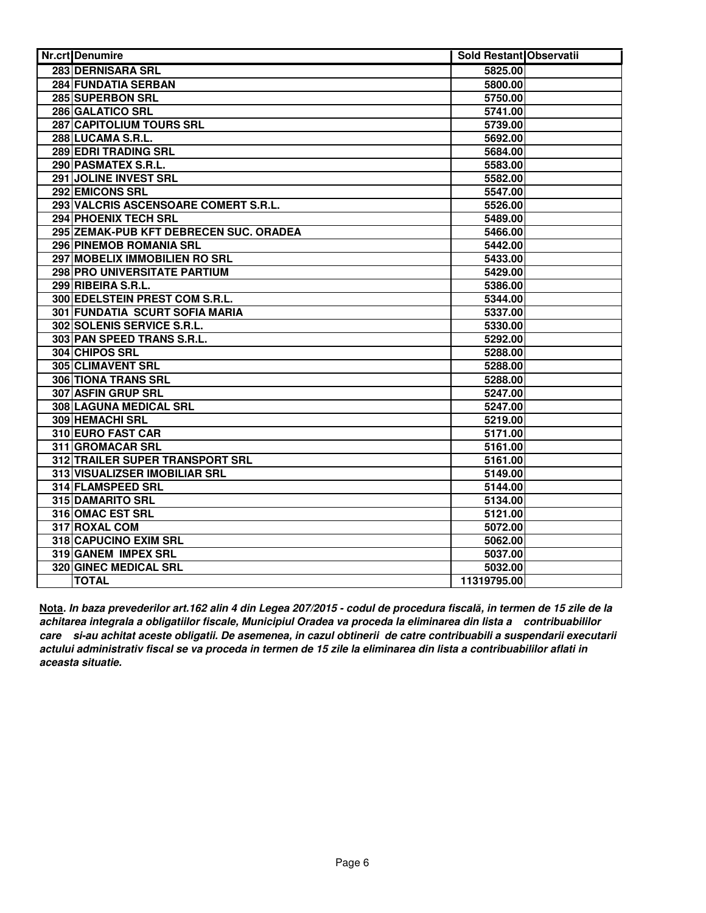| Nr.crt | Denumire | Sold Restant | Observatii |
|---|---|---|---|
| 283 | DERNISARA SRL | 5825.00 | |
| 284 | FUNDATIA SERBAN | 5800.00 | |
| 285 | SUPERBON SRL | 5750.00 | |
| 286 | GALATICO SRL | 5741.00 | |
| 287 | CAPITOLIUM TOURS SRL | 5739.00 | |
| 288 | LUCAMA S.R.L. | 5692.00 | |
| 289 | EDRI TRADING SRL | 5684.00 | |
| 290 | PASMATEX S.R.L. | 5583.00 | |
| 291 | JOLINE INVEST SRL | 5582.00 | |
| 292 | EMICONS SRL | 5547.00 | |
| 293 | VALCRIS ASCENSOARE COMERT S.R.L. | 5526.00 | |
| 294 | PHOENIX TECH SRL | 5489.00 | |
| 295 | ZEMAK-PUB KFT DEBRECEN SUC. ORADEA | 5466.00 | |
| 296 | PINEMOB ROMANIA SRL | 5442.00 | |
| 297 | MOBELIX IMMOBILIEN RO SRL | 5433.00 | |
| 298 | PRO UNIVERSITATE PARTIUM | 5429.00 | |
| 299 | RIBEIRA S.R.L. | 5386.00 | |
| 300 | EDELSTEIN PREST COM S.R.L. | 5344.00 | |
| 301 | FUNDATIA SCURT SOFIA MARIA | 5337.00 | |
| 302 | SOLENIS SERVICE S.R.L. | 5330.00 | |
| 303 | PAN SPEED TRANS S.R.L. | 5292.00 | |
| 304 | CHIPOS SRL | 5288.00 | |
| 305 | CLIMAVENT SRL | 5288.00 | |
| 306 | TIONA TRANS SRL | 5288.00 | |
| 307 | ASFIN GRUP SRL | 5247.00 | |
| 308 | LAGUNA MEDICAL SRL | 5247.00 | |
| 309 | HEMACHI SRL | 5219.00 | |
| 310 | EURO FAST CAR | 5171.00 | |
| 311 | GROMACAR SRL | 5161.00 | |
| 312 | TRAILER SUPER TRANSPORT SRL | 5161.00 | |
| 313 | VISUALIZSER IMOBILIAR SRL | 5149.00 | |
| 314 | FLAMSPEED SRL | 5144.00 | |
| 315 | DAMARITO SRL | 5134.00 | |
| 316 | OMAC EST SRL | 5121.00 | |
| 317 | ROXAL COM | 5072.00 | |
| 318 | CAPUCINO EXIM SRL | 5062.00 | |
| 319 | GANEM IMPEX SRL | 5037.00 | |
| 320 | GINEC MEDICAL SRL | 5032.00 | |
| | TOTAL | 11319795.00 | |

**Nota**. ***In baza prevederilor art.162 alin 4 din Legea 207/2015 - codul de procedura fiscală, in termen de 15 zile de la achitarea integrala a obligatiilor fiscale, Municipiul Oradea va proceda la eliminarea din lista a contribuabililor care si-au achitat aceste obligatii. De asemenea, in cazul obtinerii de catre contribuabili a suspendarii executarii actului administrativ fiscal se va proceda in termen de 15 zile la eliminarea din lista a contribuabililor aflati in aceasta situatie.***